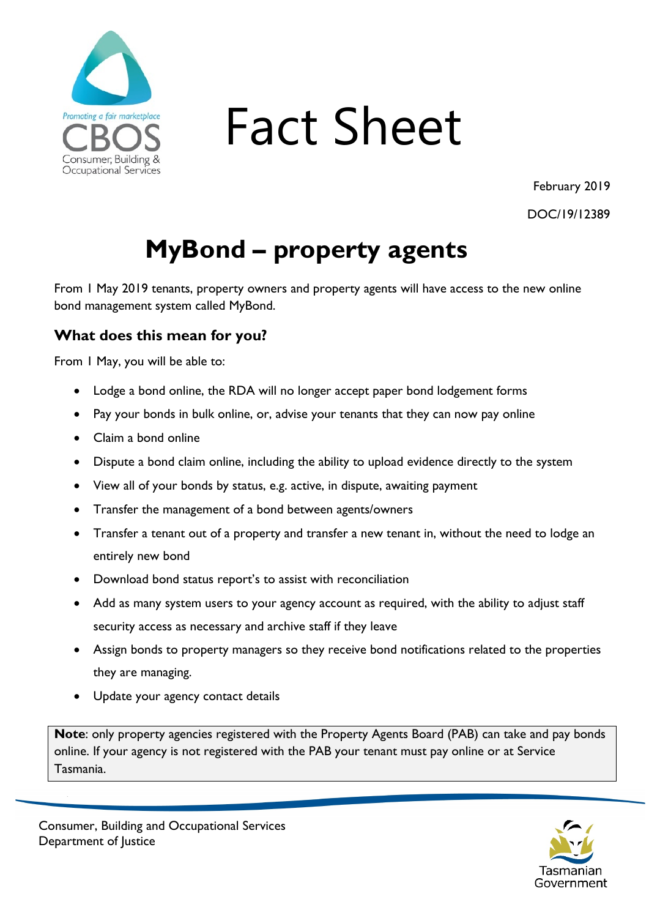# Fact Sheet

February 2019

DOC/19/12389

## MyBond – property agents

From 1 May 2019 tenants, property owners and property agents will have access to the new online bond management system called MyBond.

### What does this mean for you?

From 1 May, you will be able to:

- Lodge a bond online, the RDA will no longer accept paper bond lodgement forms
- Pay your bonds in bulk online, or, advise your tenants that they can now pay online
- Claim a bond online
- Dispute a bond claim online, including the ability to upload evidence directly to the system
- View all of your bonds by status, e.g. active, in dispute, awaiting payment
- Transfer the management of a bond between agents/owners
- Transfer a tenant out of a property and transfer a new tenant in, without the need to lodge an entirely new bond
- Download bond status report's to assist with reconciliation
- Add as many system users to your agency account as required, with the ability to adjust staff security access as necessary and archive staff if they leave
- Assign bonds to property managers so they receive bond notifications related to the properties they are managing.
- Update your agency contact details

**Note**: only property agencies registered with the Property Agents Board (PAB) can take and pay bonds online. If your agency is not registered with the PAB your tenant must pay online or at Service Tasmania.

Consumer, Building and Occupational Services
Department of Justice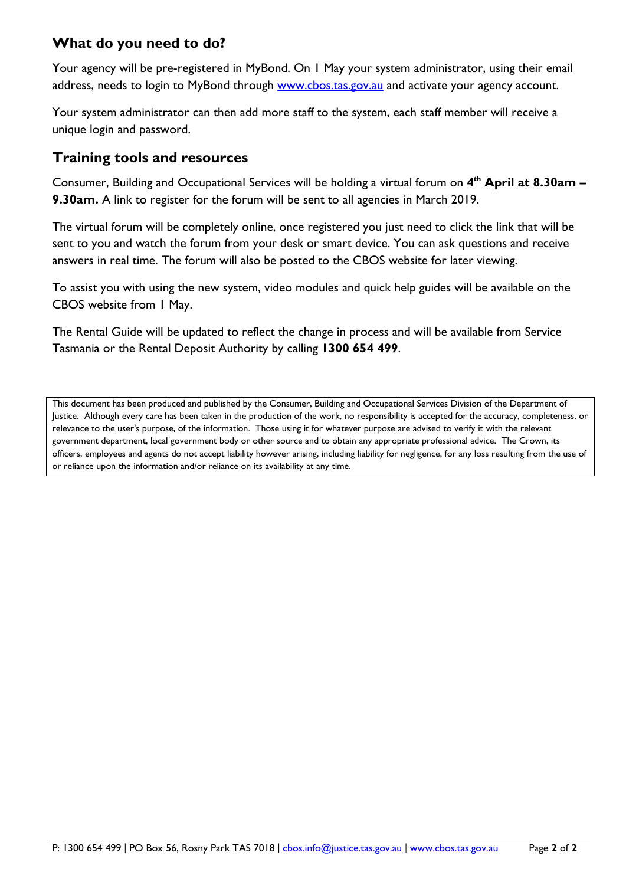## What do you need to do?

Your agency will be pre-registered in MyBond. On 1 May your system administrator, using their email address, needs to login to MyBond through [www.cbos.tas.gov.au](http://www.cbos.tas.gov.au) and activate your agency account.

Your system administrator can then add more staff to the system, each staff member will receive a unique login and password.

## Training tools and resources

Consumer, Building and Occupational Services will be holding a virtual forum on **4th April at 8.30am – 9.30am.** A link to register for the forum will be sent to all agencies in March 2019.

The virtual forum will be completely online, once registered you just need to click the link that will be sent to you and watch the forum from your desk or smart device. You can ask questions and receive answers in real time. The forum will also be posted to the CBOS website for later viewing.

To assist you with using the new system, video modules and quick help guides will be available on the CBOS website from 1 May.

The Rental Guide will be updated to reflect the change in process and will be available from Service Tasmania or the Rental Deposit Authority by calling **1300 654 499**.

This document has been produced and published by the Consumer, Building and Occupational Services Division of the Department of Justice. Although every care has been taken in the production of the work, no responsibility is accepted for the accuracy, completeness, or relevance to the user's purpose, of the information. Those using it for whatever purpose are advised to verify it with the relevant government department, local government body or other source and to obtain any appropriate professional advice. The Crown, its officers, employees and agents do not accept liability however arising, including liability for negligence, for any loss resulting from the use of or reliance upon the information and/or reliance on its availability at any time.

P: 1300 654 499 | PO Box 56, Rosny Park TAS 7018 | [cbos.info@justice.tas.gov.au](mailto:cbos.info@justice.tas.gov.au) | [www.cbos.tas.gov.au](http://www.cbos.tas.gov.au)